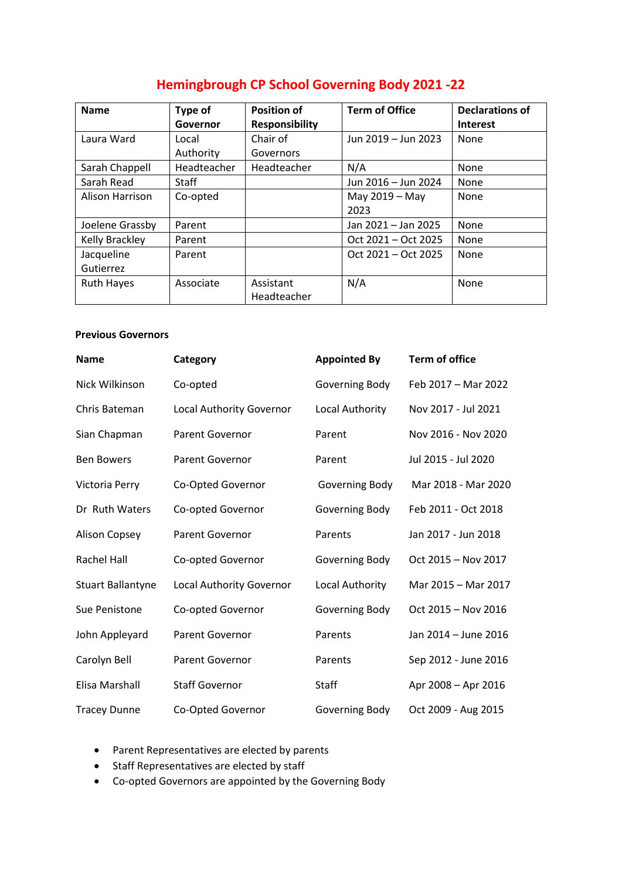# Hemingbrough CP School Governing Body 2021 -22

| Name | Type of Governor | Position of Responsibility | Term of Office | Declarations of Interest |
|---|---|---|---|---|
| Laura Ward | Local Authority | Chair of Governors | Jun 2019 – Jun 2023 | None |
| Sarah Chappell | Headteacher | Headteacher | N/A | None |
| Sarah Read | Staff | | Jun 2016 – Jun 2024 | None |
| Alison Harrison | Co-opted | | May 2019 – May 2023 | None |
| Joelene Grassby | Parent | | Jan 2021 – Jan 2025 | None |
| Kelly Brackley | Parent | | Oct 2021 – Oct 2025 | None |
| Jacqueline Gutierrez | Parent | | Oct 2021 – Oct 2025 | None |
| Ruth Hayes | Associate | Assistant Headteacher | N/A | None |

**Previous Governors**

| Name | Category | Appointed By | Term of office |
|---|---|---|---|
| Nick Wilkinson | Co-opted | Governing Body | Feb 2017 – Mar 2022 |
| Chris Bateman | Local Authority Governor | Local Authority | Nov 2017 - Jul 2021 |
| Sian Chapman | Parent Governor | Parent | Nov 2016 - Nov 2020 |
| Ben Bowers | Parent Governor | Parent | Jul 2015 - Jul 2020 |
| Victoria Perry | Co-Opted Governor | Governing Body | Mar 2018 - Mar 2020 |
| Dr Ruth Waters | Co-opted Governor | Governing Body | Feb 2011 - Oct 2018 |
| Alison Copsey | Parent Governor | Parents | Jan 2017 - Jun 2018 |
| Rachel Hall | Co-opted Governor | Governing Body | Oct 2015 – Nov 2017 |
| Stuart Ballantyne | Local Authority Governor | Local Authority | Mar 2015 – Mar 2017 |
| Sue Penistone | Co-opted Governor | Governing Body | Oct 2015 – Nov 2016 |
| John Appleyard | Parent Governor | Parents | Jan 2014 – June 2016 |
| Carolyn Bell | Parent Governor | Parents | Sep 2012 - June 2016 |
| Elisa Marshall | Staff Governor | Staff | Apr 2008 – Apr 2016 |
| Tracey Dunne | Co-Opted Governor | Governing Body | Oct 2009 - Aug 2015 |

- Parent Representatives are elected by parents
- Staff Representatives are elected by staff
- Co-opted Governors are appointed by the Governing Body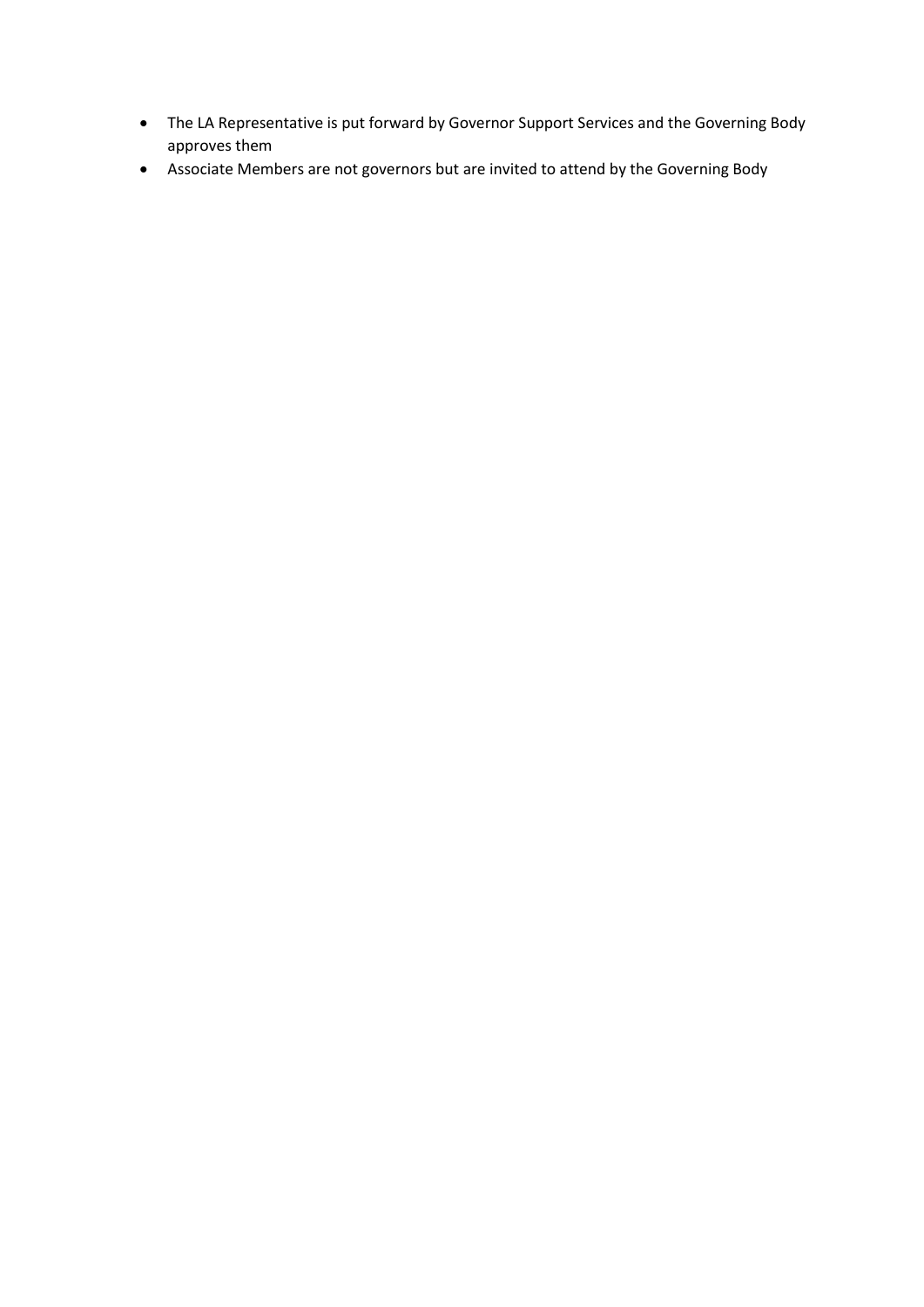- The LA Representative is put forward by Governor Support Services and the Governing Body approves them
- Associate Members are not governors but are invited to attend by the Governing Body